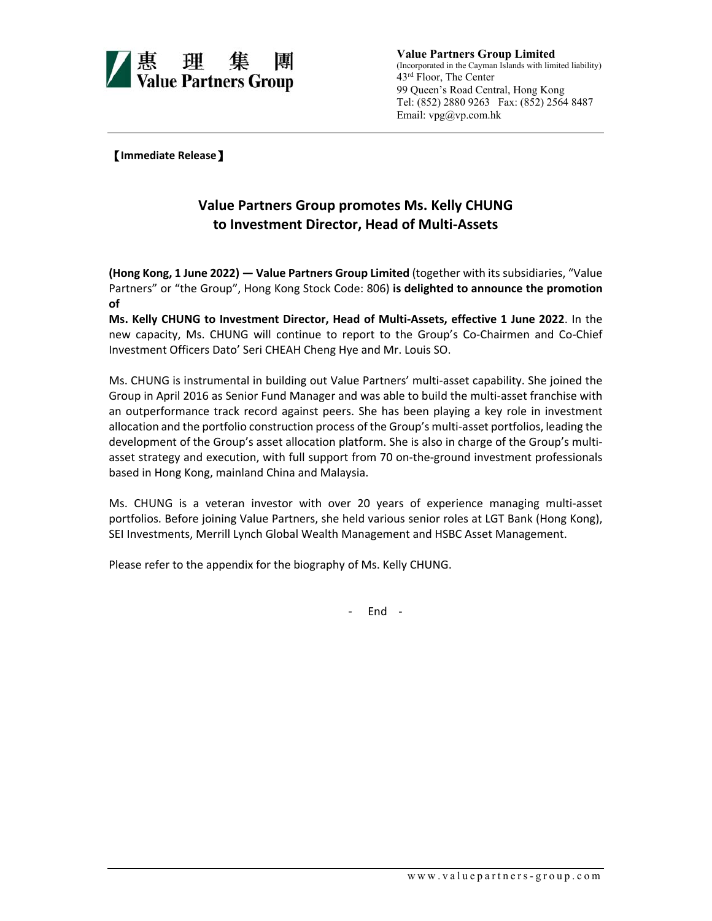惠 理 集 團
Value Partners Group

**Value Partners Group Limited**
(Incorporated in the Cayman Islands with limited liability)
43rd Floor, The Center
99 Queen's Road Central, Hong Kong
Tel: (852) 2880 9263 Fax: (852) 2564 8487
Email: vpg@vp.com.hk

【**Immediate Release**】

## Value Partners Group promotes Ms. Kelly CHUNG to Investment Director, Head of Multi-Assets

**(Hong Kong, 1 June 2022) — Value Partners Group Limited** (together with its subsidiaries, "Value Partners" or "the Group", Hong Kong Stock Code: 806) **is delighted to announce the promotion of Ms. Kelly CHUNG to Investment Director, Head of Multi-Assets, effective 1 June 2022**. In the new capacity, Ms. CHUNG will continue to report to the Group's Co-Chairmen and Co-Chief Investment Officers Dato' Seri CHEAH Cheng Hye and Mr. Louis SO.

Ms. CHUNG is instrumental in building out Value Partners' multi-asset capability. She joined the Group in April 2016 as Senior Fund Manager and was able to build the multi-asset franchise with an outperformance track record against peers. She has been playing a key role in investment allocation and the portfolio construction process of the Group's multi-asset portfolios, leading the development of the Group's asset allocation platform. She is also in charge of the Group's multi-asset strategy and execution, with full support from 70 on-the-ground investment professionals based in Hong Kong, mainland China and Malaysia.

Ms. CHUNG is a veteran investor with over 20 years of experience managing multi-asset portfolios. Before joining Value Partners, she held various senior roles at LGT Bank (Hong Kong), SEI Investments, Merrill Lynch Global Wealth Management and HSBC Asset Management.

Please refer to the appendix for the biography of Ms. Kelly CHUNG.

\- End -

www.valuepartners-group.com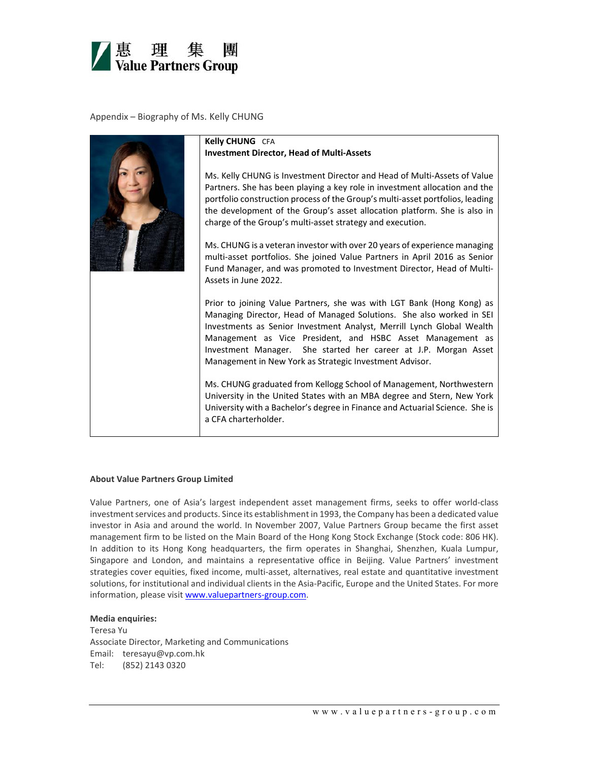惠 理 集 團
Value Partners Group

Appendix – Biography of Ms. Kelly CHUNG

**Kelly CHUNG** CFA
**Investment Director, Head of Multi-Assets**

Ms. Kelly CHUNG is Investment Director and Head of Multi-Assets of Value Partners. She has been playing a key role in investment allocation and the portfolio construction process of the Group's multi-asset portfolios, leading the development of the Group's asset allocation platform. She is also in charge of the Group's multi-asset strategy and execution.

Ms. CHUNG is a veteran investor with over 20 years of experience managing multi-asset portfolios. She joined Value Partners in April 2016 as Senior Fund Manager, and was promoted to Investment Director, Head of Multi-Assets in June 2022.

Prior to joining Value Partners, she was with LGT Bank (Hong Kong) as Managing Director, Head of Managed Solutions. She also worked in SEI Investments as Senior Investment Analyst, Merrill Lynch Global Wealth Management as Vice President, and HSBC Asset Management as Investment Manager. She started her career at J.P. Morgan Asset Management in New York as Strategic Investment Advisor.

Ms. CHUNG graduated from Kellogg School of Management, Northwestern University in the United States with an MBA degree and Stern, New York University with a Bachelor's degree in Finance and Actuarial Science. She is a CFA charterholder.

**About Value Partners Group Limited**

Value Partners, one of Asia's largest independent asset management firms, seeks to offer world-class investment services and products. Since its establishment in 1993, the Company has been a dedicated value investor in Asia and around the world. In November 2007, Value Partners Group became the first asset management firm to be listed on the Main Board of the Hong Kong Stock Exchange (Stock code: 806 HK). In addition to its Hong Kong headquarters, the firm operates in Shanghai, Shenzhen, Kuala Lumpur, Singapore and London, and maintains a representative office in Beijing. Value Partners' investment strategies cover equities, fixed income, multi-asset, alternatives, real estate and quantitative investment solutions, for institutional and individual clients in the Asia-Pacific, Europe and the United States. For more information, please visit www.valuepartners-group.com.

**Media enquiries:**
Teresa Yu
Associate Director, Marketing and Communications
Email: teresayu@vp.com.hk
Tel: (852) 2143 0320